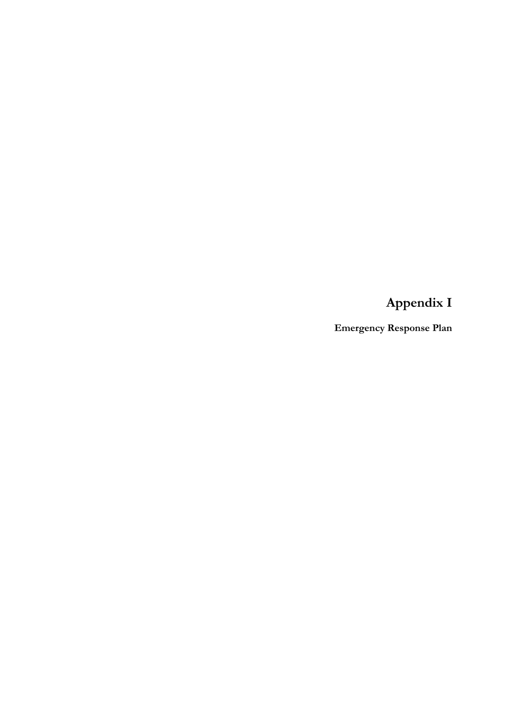# Appendix I

**Emergency Response Plan**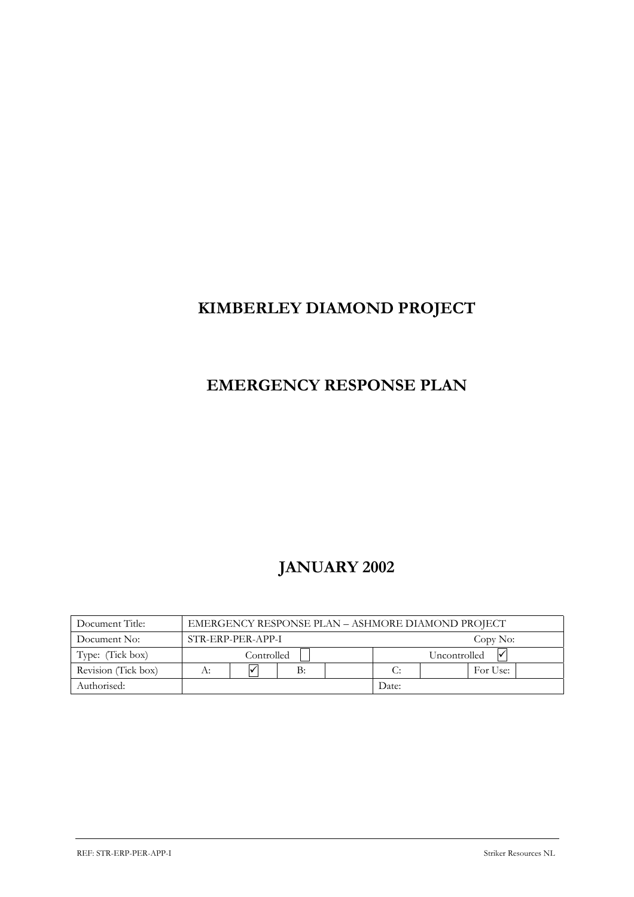# KIMBERLEY DIAMOND PROJECT

# EMERGENCY RESPONSE PLAN

# JANUARY 2002

| Document Title: | EMERGENCY RESPONSE PLAN – ASHMORE DIAMOND PROJECT | | | | | | |
|---|---|---|---|---|---|---|---|
| Document No: | STR-ERP-PER-APP-I | | | | | Copy No: | |
| Type: (Tick box) | Controlled ☐ | | | | Uncontrolled ☑ | | |
| Revision (Tick box) | A: | ☑ | B: | | C: | | For Use: |
| Authorised: | | | | Date: | | | |

REF: STR-ERP-PER-APP-I

Striker Resources NL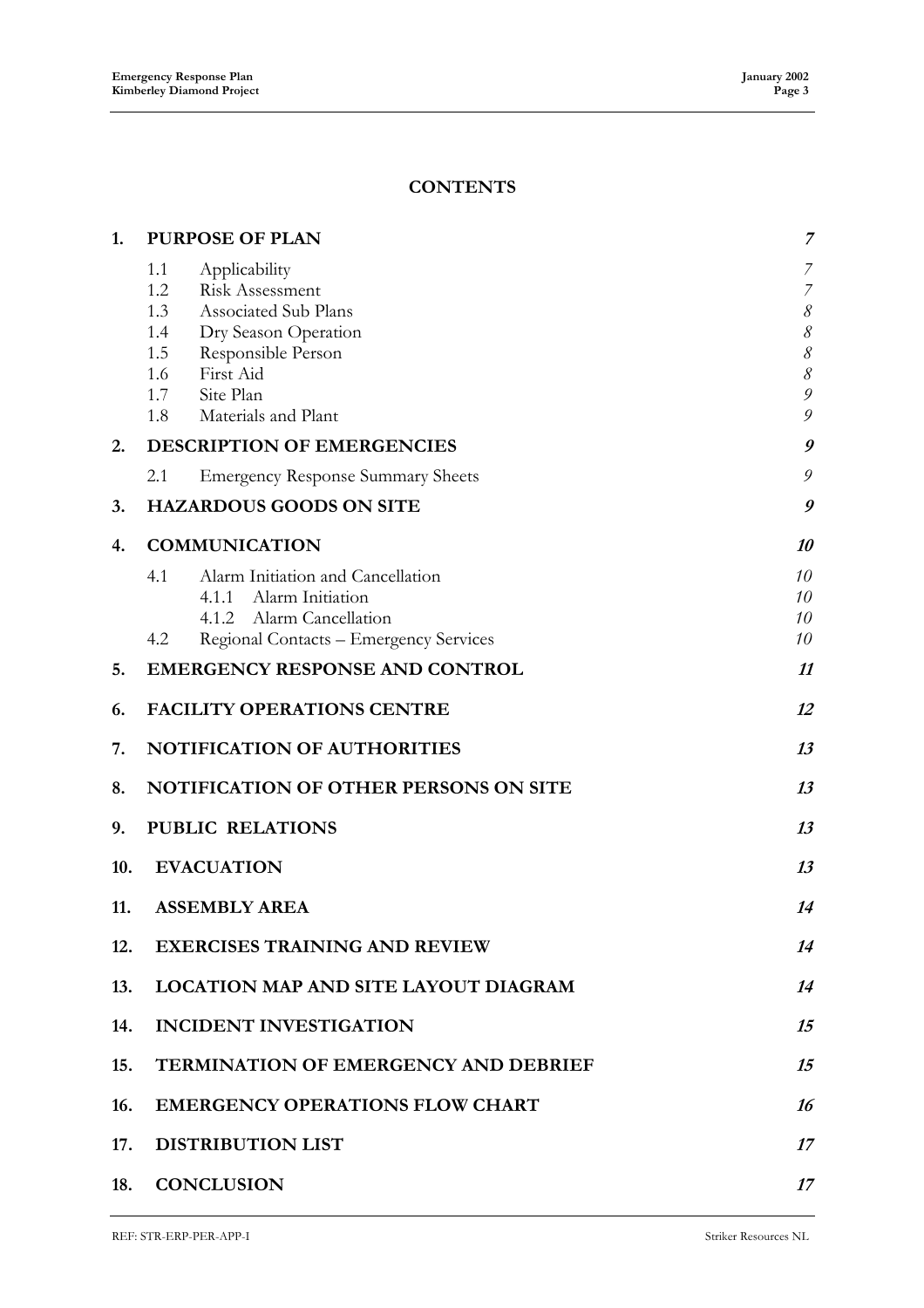# CONTENTS

| | | |
|---|---|---|
| **1.** | **PURPOSE OF PLAN** | *7* |
| 1.1 | Applicability | *7* |
| 1.2 | Risk Assessment | *7* |
| 1.3 | Associated Sub Plans | *8* |
| 1.4 | Dry Season Operation | *8* |
| 1.5 | Responsible Person | *8* |
| 1.6 | First Aid | *8* |
| 1.7 | Site Plan | *9* |
| 1.8 | Materials and Plant | *9* |
| **2.** | **DESCRIPTION OF EMERGENCIES** | *9* |
| 2.1 | Emergency Response Summary Sheets | *9* |
| **3.** | **HAZARDOUS GOODS ON SITE** | *9* |
| **4.** | **COMMUNICATION** | *10* |
| 4.1 | Alarm Initiation and Cancellation | *10* |
| 4.1.1 | Alarm Initiation | *10* |
| 4.1.2 | Alarm Cancellation | *10* |
| 4.2 | Regional Contacts – Emergency Services | *10* |
| **5.** | **EMERGENCY RESPONSE AND CONTROL** | *11* |
| **6.** | **FACILITY OPERATIONS CENTRE** | *12* |
| **7.** | **NOTIFICATION OF AUTHORITIES** | *13* |
| **8.** | **NOTIFICATION OF OTHER PERSONS ON SITE** | *13* |
| **9.** | **PUBLIC RELATIONS** | *13* |
| **10.** | **EVACUATION** | *13* |
| **11.** | **ASSEMBLY AREA** | *14* |
| **12.** | **EXERCISES TRAINING AND REVIEW** | *14* |
| **13.** | **LOCATION MAP AND SITE LAYOUT DIAGRAM** | *14* |
| **14.** | **INCIDENT INVESTIGATION** | *15* |
| **15.** | **TERMINATION OF EMERGENCY AND DEBRIEF** | *15* |
| **16.** | **EMERGENCY OPERATIONS FLOW CHART** | *16* |
| **17.** | **DISTRIBUTION LIST** | *17* |
| **18.** | **CONCLUSION** | *17* |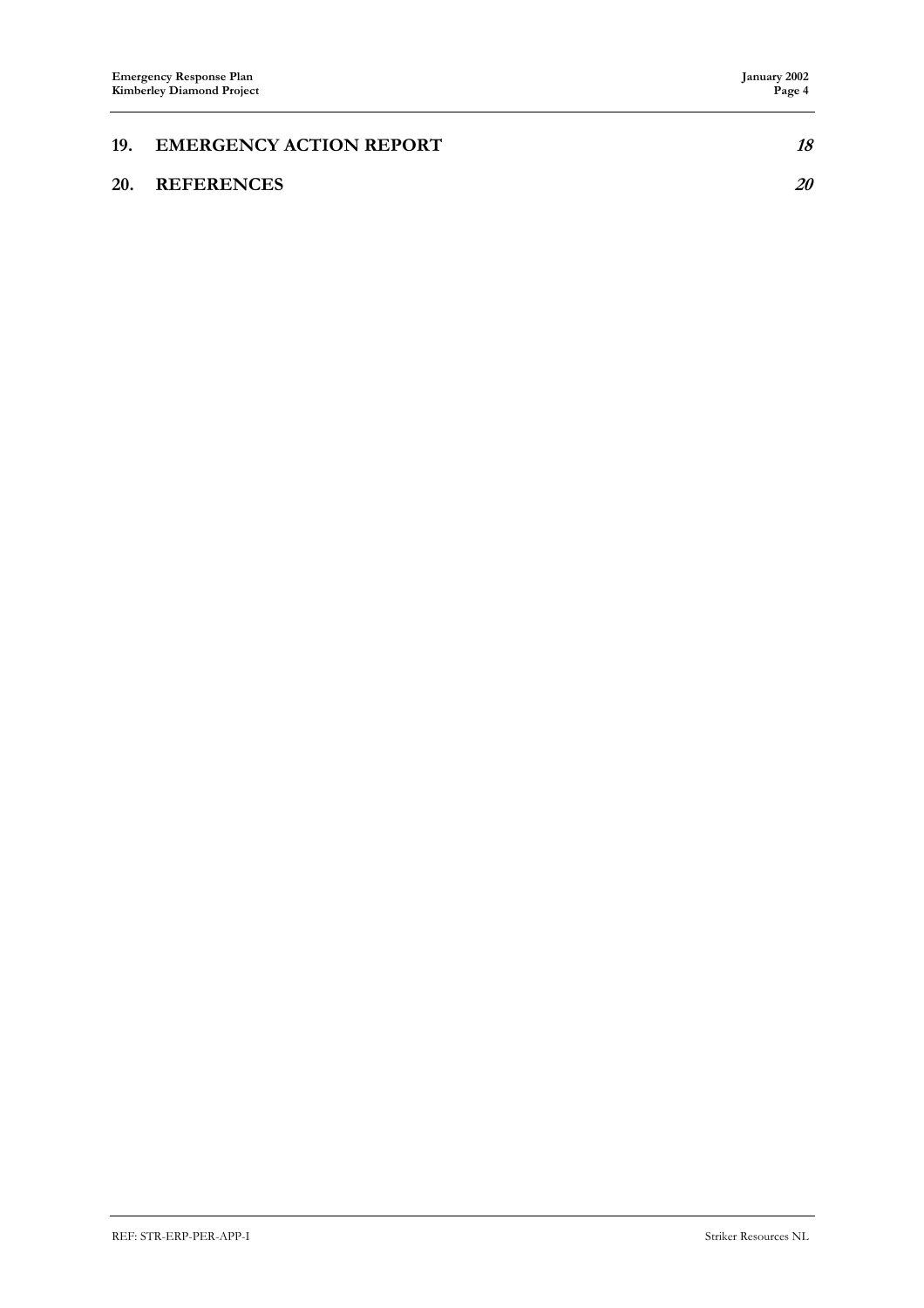**19. EMERGENCY ACTION REPORT** *18*

**20. REFERENCES** *20*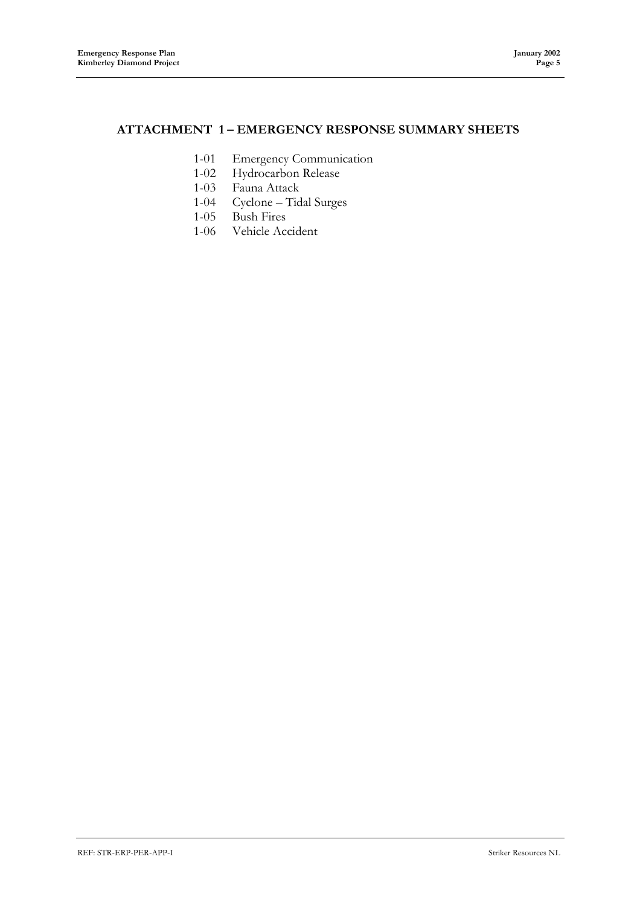# ATTACHMENT 1 – EMERGENCY RESPONSE SUMMARY SHEETS

1-01 Emergency Communication
1-02 Hydrocarbon Release
1-03 Fauna Attack
1-04 Cyclone – Tidal Surges
1-05 Bush Fires
1-06 Vehicle Accident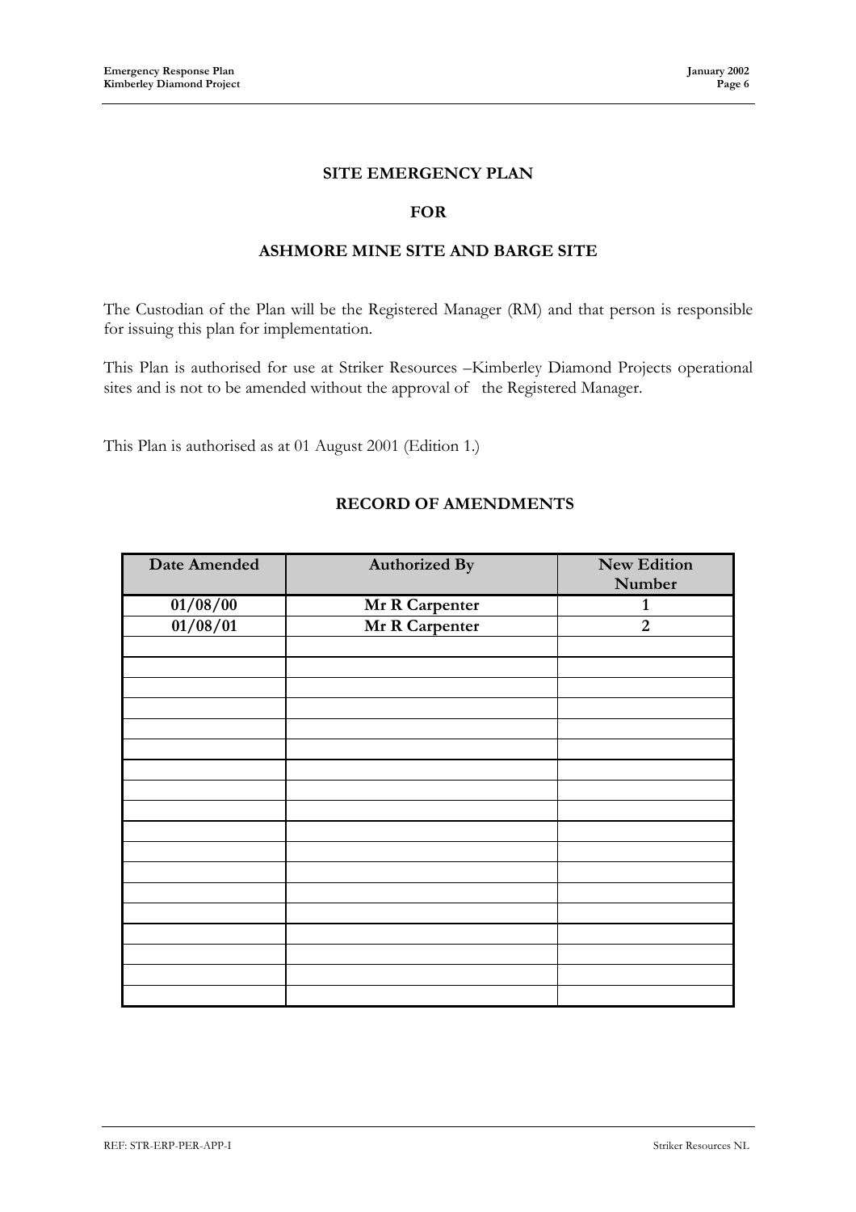# SITE EMERGENCY PLAN

# FOR

# ASHMORE MINE SITE AND BARGE SITE

The Custodian of the Plan will be the Registered Manager (RM) and that person is responsible for issuing this plan for implementation.

This Plan is authorised for use at Striker Resources –Kimberley Diamond Projects operational sites and is not to be amended without the approval of the Registered Manager.

This Plan is authorised as at 01 August 2001 (Edition 1.)

## RECORD OF AMENDMENTS

| Date Amended | Authorized By | New Edition Number |
|---|---|---|
| 01/08/00 | Mr R Carpenter | 1 |
| 01/08/01 | Mr R Carpenter | 2 |
| | | |
| | | |
| | | |
| | | |
| | | |
| | | |
| | | |
| | | |
| | | |
| | | |
| | | |
| | | |
| | | |
| | | |
| | | |
| | | |
| | | |
| | | |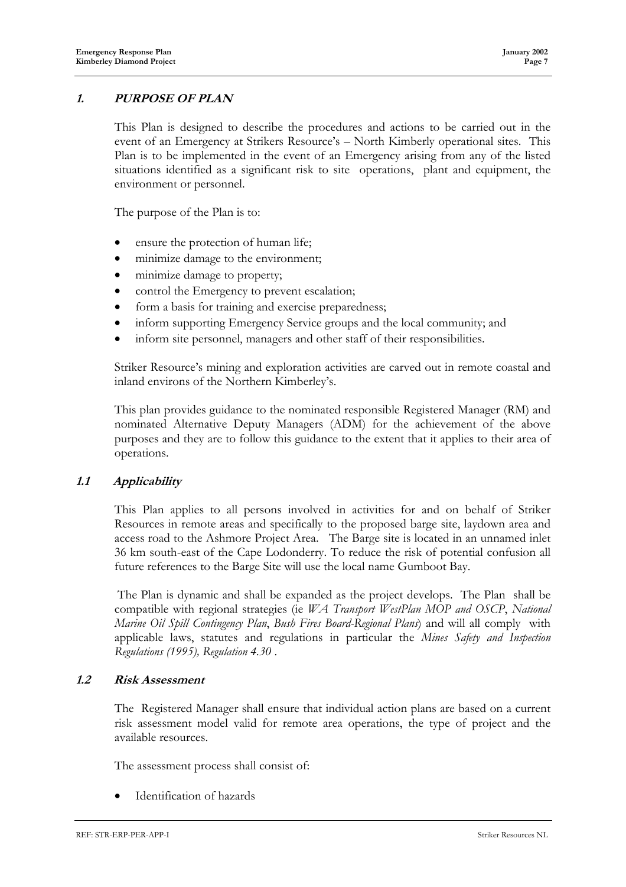## 1. PURPOSE OF PLAN

This Plan is designed to describe the procedures and actions to be carried out in the event of an Emergency at Strikers Resource's – North Kimberly operational sites. This Plan is to be implemented in the event of an Emergency arising from any of the listed situations identified as a significant risk to site operations, plant and equipment, the environment or personnel.

The purpose of the Plan is to:

- ensure the protection of human life;
- minimize damage to the environment;
- minimize damage to property;
- control the Emergency to prevent escalation;
- form a basis for training and exercise preparedness;
- inform supporting Emergency Service groups and the local community; and
- inform site personnel, managers and other staff of their responsibilities.

Striker Resource's mining and exploration activities are carved out in remote coastal and inland environs of the Northern Kimberley's.

This plan provides guidance to the nominated responsible Registered Manager (RM) and nominated Alternative Deputy Managers (ADM) for the achievement of the above purposes and they are to follow this guidance to the extent that it applies to their area of operations.

### 1.1 Applicability

This Plan applies to all persons involved in activities for and on behalf of Striker Resources in remote areas and specifically to the proposed barge site, laydown area and access road to the Ashmore Project Area. The Barge site is located in an unnamed inlet 36 km south-east of the Cape Lodonderry. To reduce the risk of potential confusion all future references to the Barge Site will use the local name Gumboot Bay.

The Plan is dynamic and shall be expanded as the project develops. The Plan shall be compatible with regional strategies (ie *WA Transport WestPlan MOP and OSCP*, *National Marine Oil Spill Contingency Plan*, *Bush Fires Board-Regional Plans*) and will all comply with applicable laws, statutes and regulations in particular the *Mines Safety and Inspection Regulations (1995), Regulation 4.30* .

### 1.2 Risk Assessment

The Registered Manager shall ensure that individual action plans are based on a current risk assessment model valid for remote area operations, the type of project and the available resources.

The assessment process shall consist of:

- Identification of hazards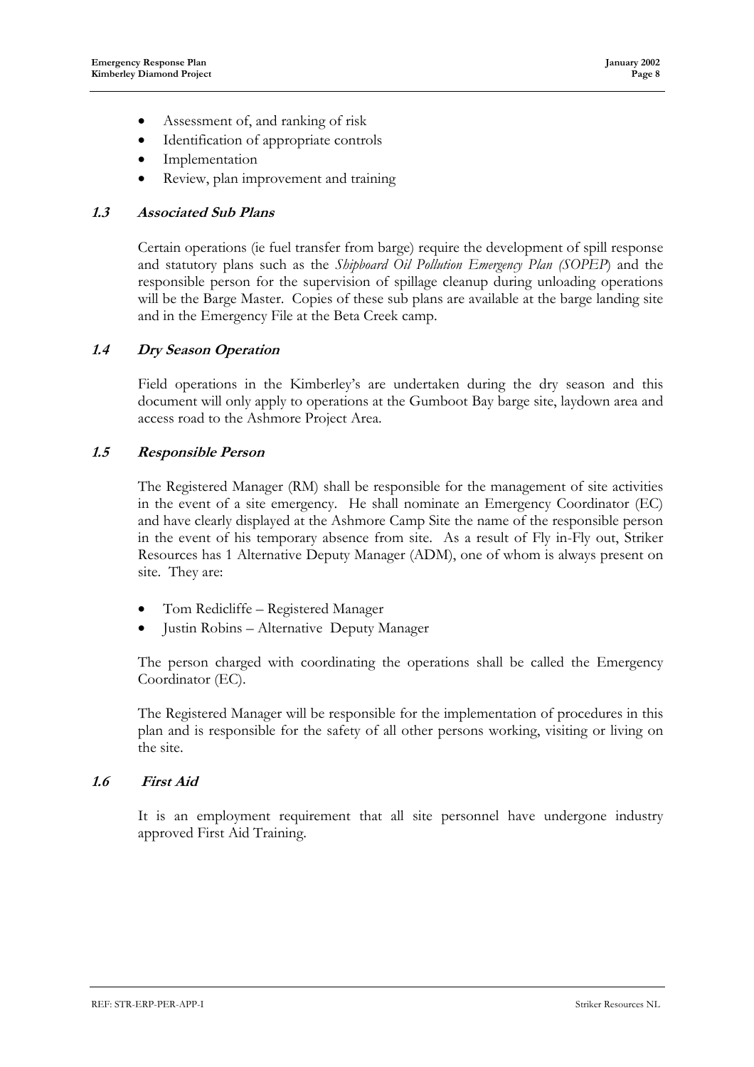- Assessment of, and ranking of risk
- Identification of appropriate controls
- Implementation
- Review, plan improvement and training

### *1.3 Associated Sub Plans*

Certain operations (ie fuel transfer from barge) require the development of spill response and statutory plans such as the *Shipboard Oil Pollution Emergency Plan (SOPEP*) and the responsible person for the supervision of spillage cleanup during unloading operations will be the Barge Master. Copies of these sub plans are available at the barge landing site and in the Emergency File at the Beta Creek camp.

### *1.4 Dry Season Operation*

Field operations in the Kimberley's are undertaken during the dry season and this document will only apply to operations at the Gumboot Bay barge site, laydown area and access road to the Ashmore Project Area.

### *1.5 Responsible Person*

The Registered Manager (RM) shall be responsible for the management of site activities in the event of a site emergency. He shall nominate an Emergency Coordinator (EC) and have clearly displayed at the Ashmore Camp Site the name of the responsible person in the event of his temporary absence from site. As a result of Fly in-Fly out, Striker Resources has 1 Alternative Deputy Manager (ADM), one of whom is always present on site. They are:

- Tom Redicliffe – Registered Manager
- Justin Robins – Alternative Deputy Manager

The person charged with coordinating the operations shall be called the Emergency Coordinator (EC).

The Registered Manager will be responsible for the implementation of procedures in this plan and is responsible for the safety of all other persons working, visiting or living on the site.

### *1.6 First Aid*

It is an employment requirement that all site personnel have undergone industry approved First Aid Training.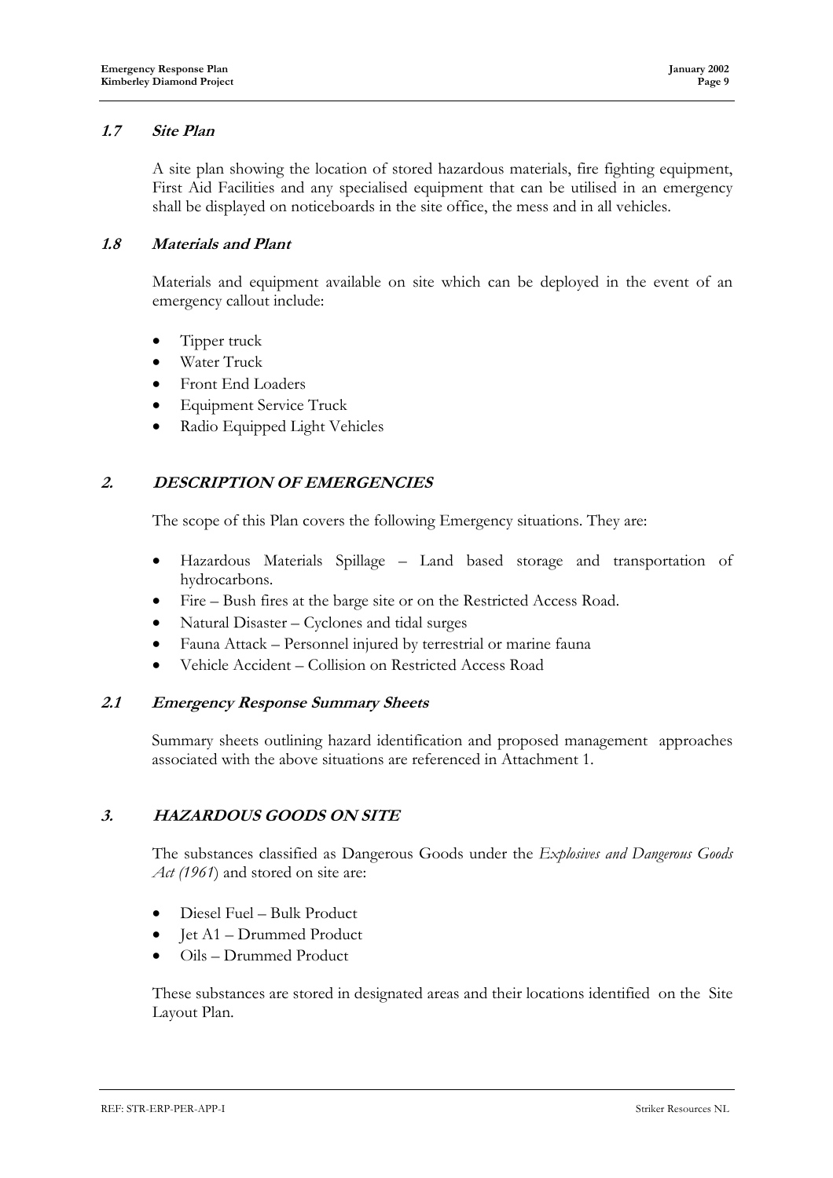### 1.7 *Site Plan*

A site plan showing the location of stored hazardous materials, fire fighting equipment, First Aid Facilities and any specialised equipment that can be utilised in an emergency shall be displayed on noticeboards in the site office, the mess and in all vehicles.

### 1.8 *Materials and Plant*

Materials and equipment available on site which can be deployed in the event of an emergency callout include:

- Tipper truck
- Water Truck
- Front End Loaders
- Equipment Service Truck
- Radio Equipped Light Vehicles

## 2. DESCRIPTION OF EMERGENCIES

The scope of this Plan covers the following Emergency situations. They are:

- Hazardous Materials Spillage – Land based storage and transportation of hydrocarbons.
- Fire – Bush fires at the barge site or on the Restricted Access Road.
- Natural Disaster – Cyclones and tidal surges
- Fauna Attack – Personnel injured by terrestrial or marine fauna
- Vehicle Accident – Collision on Restricted Access Road

### 2.1 *Emergency Response Summary Sheets*

Summary sheets outlining hazard identification and proposed management approaches associated with the above situations are referenced in Attachment 1.

## 3. HAZARDOUS GOODS ON SITE

The substances classified as Dangerous Goods under the *Explosives and Dangerous Goods Act (1961*) and stored on site are:

- Diesel Fuel – Bulk Product
- Jet A1 – Drummed Product
- Oils – Drummed Product

These substances are stored in designated areas and their locations identified on the Site Layout Plan.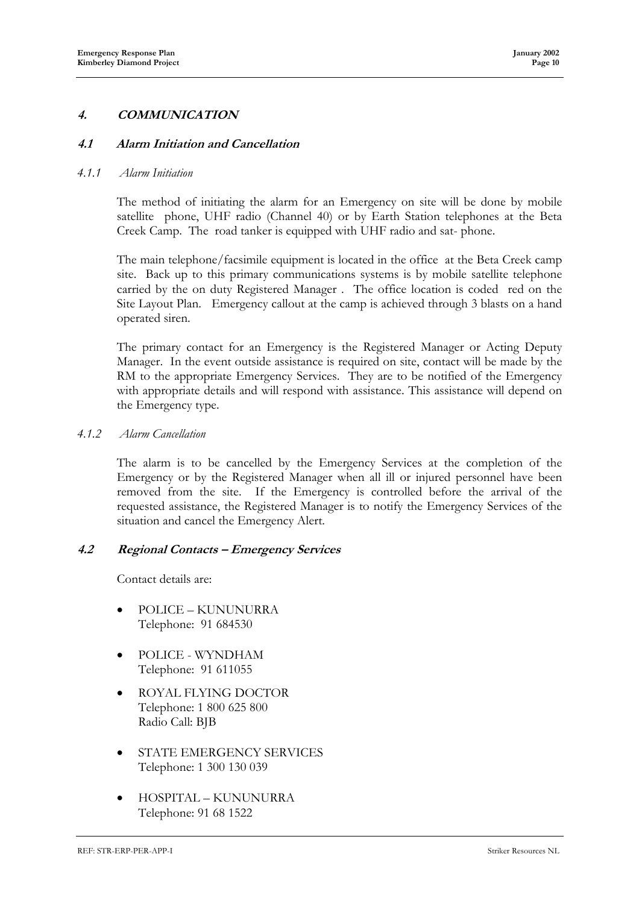# 4. COMMUNICATION

## 4.1 Alarm Initiation and Cancellation

### 4.1.1 Alarm Initiation

The method of initiating the alarm for an Emergency on site will be done by mobile satellite phone, UHF radio (Channel 40) or by Earth Station telephones at the Beta Creek Camp. The road tanker is equipped with UHF radio and sat- phone.

The main telephone/facsimile equipment is located in the office at the Beta Creek camp site. Back up to this primary communications systems is by mobile satellite telephone carried by the on duty Registered Manager . The office location is coded red on the Site Layout Plan. Emergency callout at the camp is achieved through 3 blasts on a hand operated siren.

The primary contact for an Emergency is the Registered Manager or Acting Deputy Manager. In the event outside assistance is required on site, contact will be made by the RM to the appropriate Emergency Services. They are to be notified of the Emergency with appropriate details and will respond with assistance. This assistance will depend on the Emergency type.

### 4.1.2 Alarm Cancellation

The alarm is to be cancelled by the Emergency Services at the completion of the Emergency or by the Registered Manager when all ill or injured personnel have been removed from the site. If the Emergency is controlled before the arrival of the requested assistance, the Registered Manager is to notify the Emergency Services of the situation and cancel the Emergency Alert.

## 4.2 Regional Contacts – Emergency Services

Contact details are:

- POLICE – KUNUNURRA  
  Telephone: 91 684530
- POLICE - WYNDHAM  
  Telephone: 91 611055
- ROYAL FLYING DOCTOR  
  Telephone: 1 800 625 800  
  Radio Call: BJB
- STATE EMERGENCY SERVICES  
  Telephone: 1 300 130 039
- HOSPITAL – KUNUNURRA  
  Telephone: 91 68 1522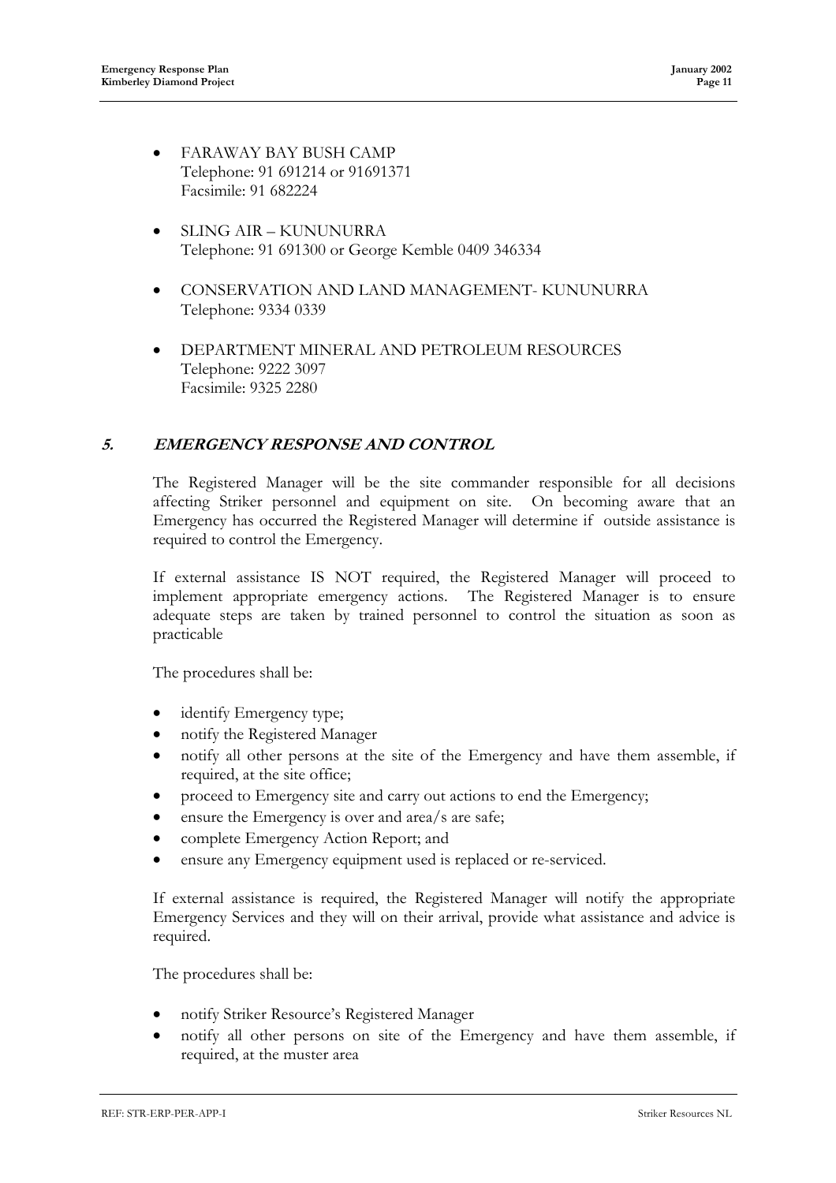- FARAWAY BAY BUSH CAMP
  Telephone: 91 691214 or 91691371
  Facsimile: 91 682224

- SLING AIR – KUNUNURRA
  Telephone: 91 691300 or George Kemble 0409 346334

- CONSERVATION AND LAND MANAGEMENT- KUNUNURRA
  Telephone: 9334 0339

- DEPARTMENT MINERAL AND PETROLEUM RESOURCES
  Telephone: 9222 3097
  Facsimile: 9325 2280

## 5. *EMERGENCY RESPONSE AND CONTROL*

The Registered Manager will be the site commander responsible for all decisions affecting Striker personnel and equipment on site. On becoming aware that an Emergency has occurred the Registered Manager will determine if outside assistance is required to control the Emergency.

If external assistance IS NOT required, the Registered Manager will proceed to implement appropriate emergency actions. The Registered Manager is to ensure adequate steps are taken by trained personnel to control the situation as soon as practicable

The procedures shall be:

- identify Emergency type;
- notify the Registered Manager
- notify all other persons at the site of the Emergency and have them assemble, if required, at the site office;
- proceed to Emergency site and carry out actions to end the Emergency;
- ensure the Emergency is over and area/s are safe;
- complete Emergency Action Report; and
- ensure any Emergency equipment used is replaced or re-serviced.

If external assistance is required, the Registered Manager will notify the appropriate Emergency Services and they will on their arrival, provide what assistance and advice is required.

The procedures shall be:

- notify Striker Resource's Registered Manager
- notify all other persons on site of the Emergency and have them assemble, if required, at the muster area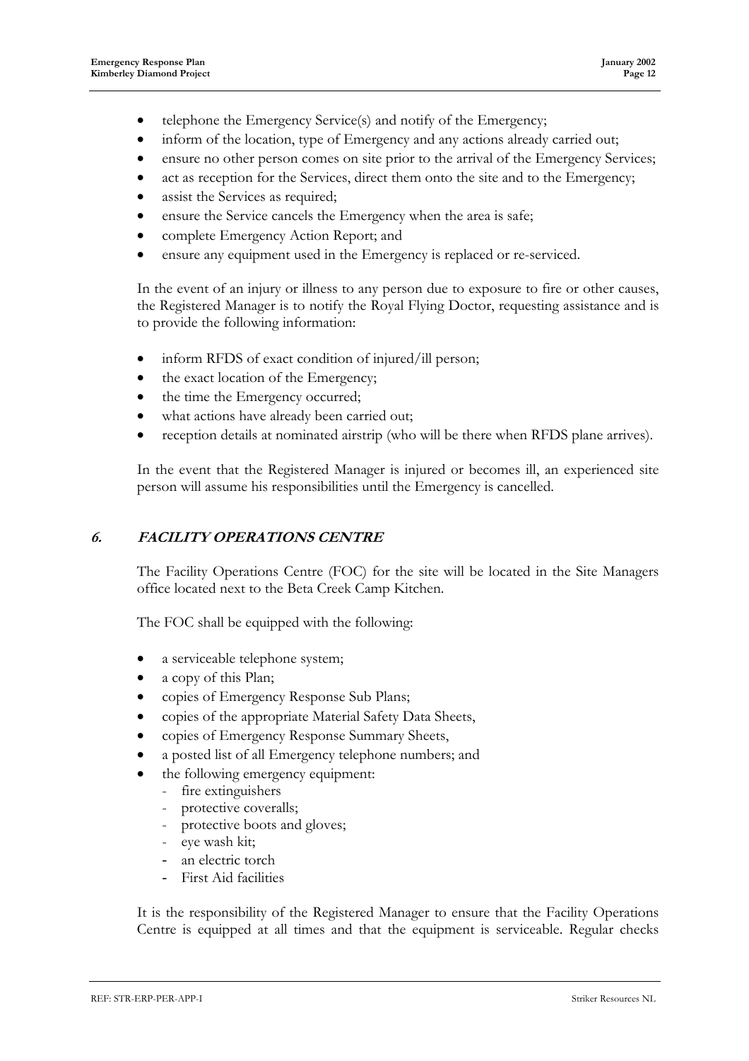- telephone the Emergency Service(s) and notify of the Emergency;
- inform of the location, type of Emergency and any actions already carried out;
- ensure no other person comes on site prior to the arrival of the Emergency Services;
- act as reception for the Services, direct them onto the site and to the Emergency;
- assist the Services as required;
- ensure the Service cancels the Emergency when the area is safe;
- complete Emergency Action Report; and
- ensure any equipment used in the Emergency is replaced or re-serviced.

In the event of an injury or illness to any person due to exposure to fire or other causes, the Registered Manager is to notify the Royal Flying Doctor, requesting assistance and is to provide the following information:

- inform RFDS of exact condition of injured/ill person;
- the exact location of the Emergency;
- the time the Emergency occurred;
- what actions have already been carried out;
- reception details at nominated airstrip (who will be there when RFDS plane arrives).

In the event that the Registered Manager is injured or becomes ill, an experienced site person will assume his responsibilities until the Emergency is cancelled.

## *6. FACILITY OPERATIONS CENTRE*

The Facility Operations Centre (FOC) for the site will be located in the Site Managers office located next to the Beta Creek Camp Kitchen.

The FOC shall be equipped with the following:

- a serviceable telephone system;
- a copy of this Plan;
- copies of Emergency Response Sub Plans;
- copies of the appropriate Material Safety Data Sheets,
- copies of Emergency Response Summary Sheets,
- a posted list of all Emergency telephone numbers; and
- the following emergency equipment:
  - fire extinguishers
  - protective coveralls;
  - protective boots and gloves;
  - eye wash kit;
  - an electric torch
  - First Aid facilities

It is the responsibility of the Registered Manager to ensure that the Facility Operations Centre is equipped at all times and that the equipment is serviceable. Regular checks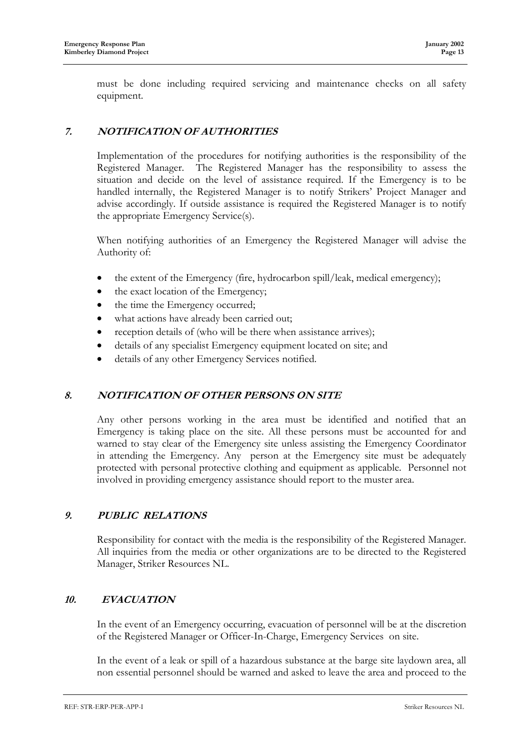must be done including required servicing and maintenance checks on all safety equipment.

## *7. NOTIFICATION OF AUTHORITIES*

Implementation of the procedures for notifying authorities is the responsibility of the Registered Manager. The Registered Manager has the responsibility to assess the situation and decide on the level of assistance required. If the Emergency is to be handled internally, the Registered Manager is to notify Strikers' Project Manager and advise accordingly. If outside assistance is required the Registered Manager is to notify the appropriate Emergency Service(s).

When notifying authorities of an Emergency the Registered Manager will advise the Authority of:

- the extent of the Emergency (fire, hydrocarbon spill/leak, medical emergency);
- the exact location of the Emergency;
- the time the Emergency occurred;
- what actions have already been carried out;
- reception details of (who will be there when assistance arrives);
- details of any specialist Emergency equipment located on site; and
- details of any other Emergency Services notified.

## *8. NOTIFICATION OF OTHER PERSONS ON SITE*

Any other persons working in the area must be identified and notified that an Emergency is taking place on the site. All these persons must be accounted for and warned to stay clear of the Emergency site unless assisting the Emergency Coordinator in attending the Emergency. Any person at the Emergency site must be adequately protected with personal protective clothing and equipment as applicable. Personnel not involved in providing emergency assistance should report to the muster area.

## *9. PUBLIC RELATIONS*

Responsibility for contact with the media is the responsibility of the Registered Manager. All inquiries from the media or other organizations are to be directed to the Registered Manager, Striker Resources NL.

## *10. EVACUATION*

In the event of an Emergency occurring, evacuation of personnel will be at the discretion of the Registered Manager or Officer-In-Charge, Emergency Services on site.

In the event of a leak or spill of a hazardous substance at the barge site laydown area, all non essential personnel should be warned and asked to leave the area and proceed to the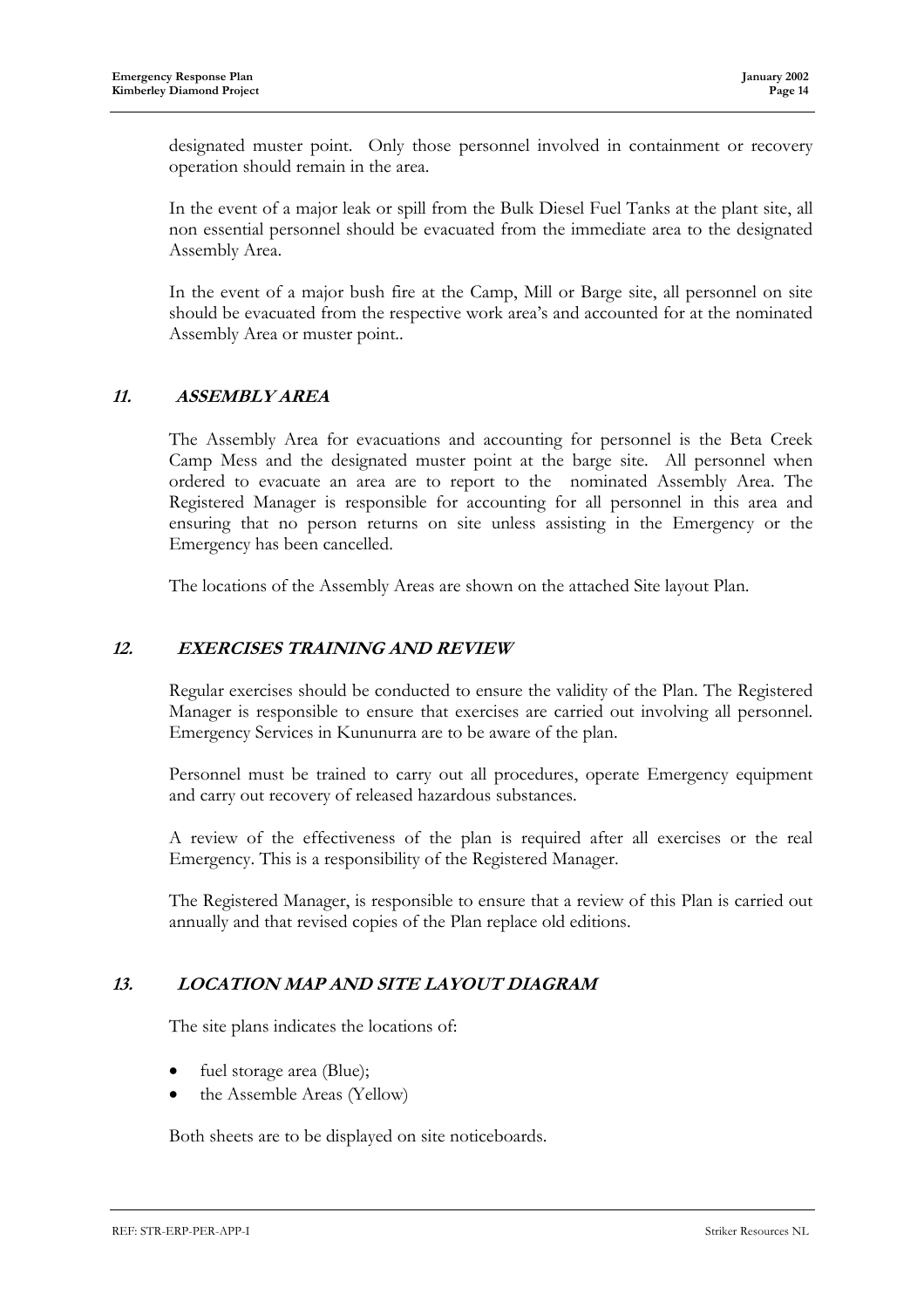designated muster point. Only those personnel involved in containment or recovery operation should remain in the area.

In the event of a major leak or spill from the Bulk Diesel Fuel Tanks at the plant site, all non essential personnel should be evacuated from the immediate area to the designated Assembly Area.

In the event of a major bush fire at the Camp, Mill or Barge site, all personnel on site should be evacuated from the respective work area's and accounted for at the nominated Assembly Area or muster point..

## 11. ASSEMBLY AREA

The Assembly Area for evacuations and accounting for personnel is the Beta Creek Camp Mess and the designated muster point at the barge site. All personnel when ordered to evacuate an area are to report to the nominated Assembly Area. The Registered Manager is responsible for accounting for all personnel in this area and ensuring that no person returns on site unless assisting in the Emergency or the Emergency has been cancelled.

The locations of the Assembly Areas are shown on the attached Site layout Plan.

## 12. EXERCISES TRAINING AND REVIEW

Regular exercises should be conducted to ensure the validity of the Plan. The Registered Manager is responsible to ensure that exercises are carried out involving all personnel. Emergency Services in Kununurra are to be aware of the plan.

Personnel must be trained to carry out all procedures, operate Emergency equipment and carry out recovery of released hazardous substances.

A review of the effectiveness of the plan is required after all exercises or the real Emergency. This is a responsibility of the Registered Manager.

The Registered Manager, is responsible to ensure that a review of this Plan is carried out annually and that revised copies of the Plan replace old editions.

## 13. LOCATION MAP AND SITE LAYOUT DIAGRAM

The site plans indicates the locations of:

- fuel storage area (Blue);
- the Assemble Areas (Yellow)

Both sheets are to be displayed on site noticeboards.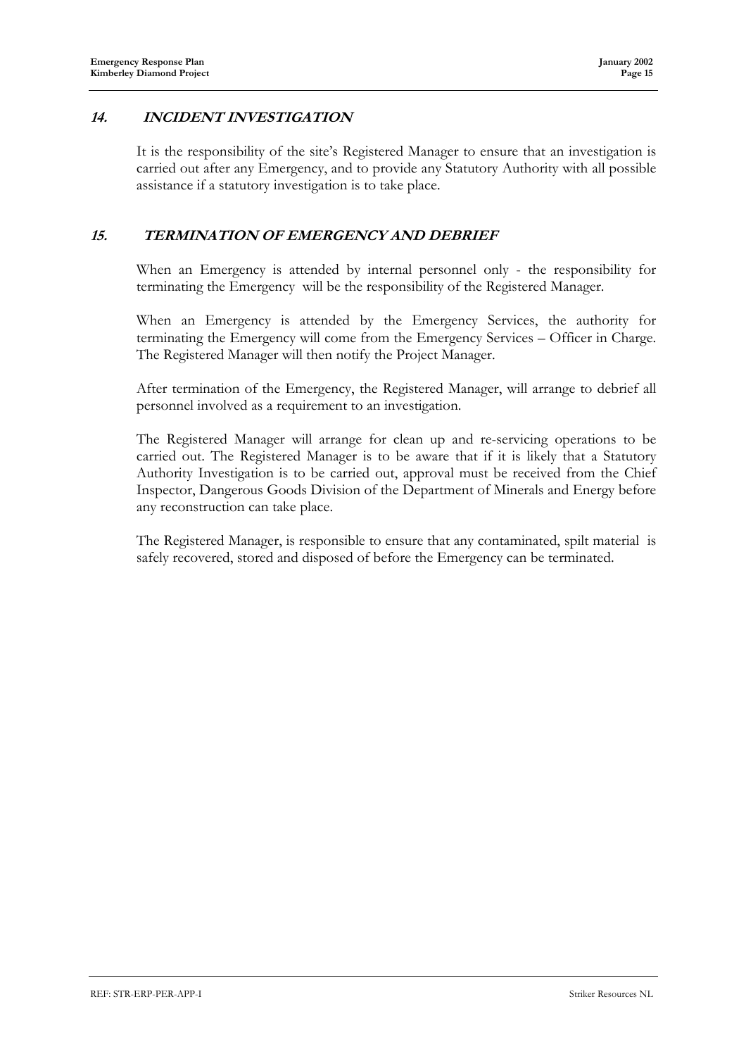## 14. INCIDENT INVESTIGATION

It is the responsibility of the site's Registered Manager to ensure that an investigation is carried out after any Emergency, and to provide any Statutory Authority with all possible assistance if a statutory investigation is to take place.

## 15. TERMINATION OF EMERGENCY AND DEBRIEF

When an Emergency is attended by internal personnel only - the responsibility for terminating the Emergency will be the responsibility of the Registered Manager.

When an Emergency is attended by the Emergency Services, the authority for terminating the Emergency will come from the Emergency Services – Officer in Charge. The Registered Manager will then notify the Project Manager.

After termination of the Emergency, the Registered Manager, will arrange to debrief all personnel involved as a requirement to an investigation.

The Registered Manager will arrange for clean up and re-servicing operations to be carried out. The Registered Manager is to be aware that if it is likely that a Statutory Authority Investigation is to be carried out, approval must be received from the Chief Inspector, Dangerous Goods Division of the Department of Minerals and Energy before any reconstruction can take place.

The Registered Manager, is responsible to ensure that any contaminated, spilt material is safely recovered, stored and disposed of before the Emergency can be terminated.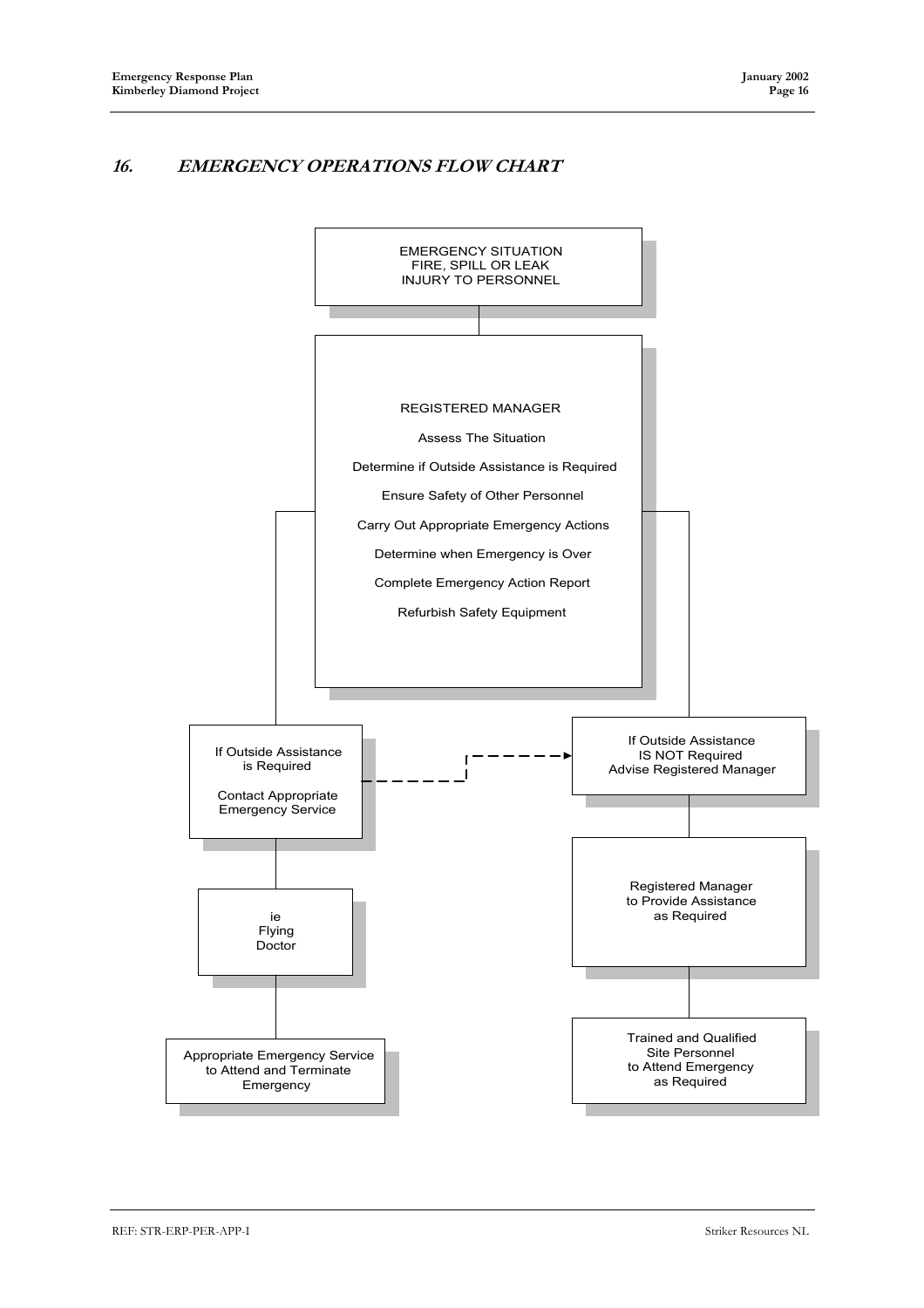## 16. EMERGENCY OPERATIONS FLOW CHART

EMERGENCY SITUATION
FIRE, SPILL OR LEAK
INJURY TO PERSONNEL

REGISTERED MANAGER

Assess The Situation

Determine if Outside Assistance is Required

Ensure Safety of Other Personnel

Carry Out Appropriate Emergency Actions

Determine when Emergency is Over

Complete Emergency Action Report

Refurbish Safety Equipment

If Outside Assistance is Required

Contact Appropriate Emergency Service

ie
Flying
Doctor

Appropriate Emergency Service to Attend and Terminate Emergency

If Outside Assistance IS NOT Required
Advise Registered Manager

Registered Manager to Provide Assistance as Required

Trained and Qualified Site Personnel to Attend Emergency as Required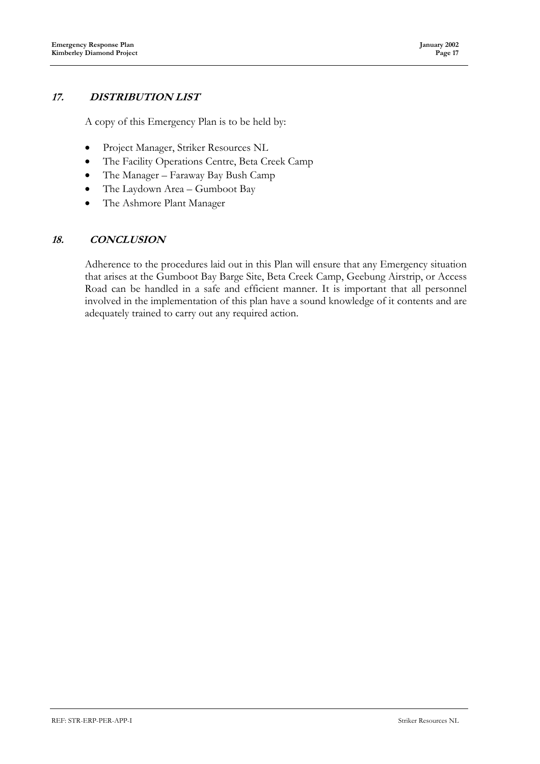## 17. DISTRIBUTION LIST

A copy of this Emergency Plan is to be held by:

- Project Manager, Striker Resources NL
- The Facility Operations Centre, Beta Creek Camp
- The Manager – Faraway Bay Bush Camp
- The Laydown Area – Gumboot Bay
- The Ashmore Plant Manager

## 18. CONCLUSION

Adherence to the procedures laid out in this Plan will ensure that any Emergency situation that arises at the Gumboot Bay Barge Site, Beta Creek Camp, Geebung Airstrip, or Access Road can be handled in a safe and efficient manner. It is important that all personnel involved in the implementation of this plan have a sound knowledge of it contents and are adequately trained to carry out any required action.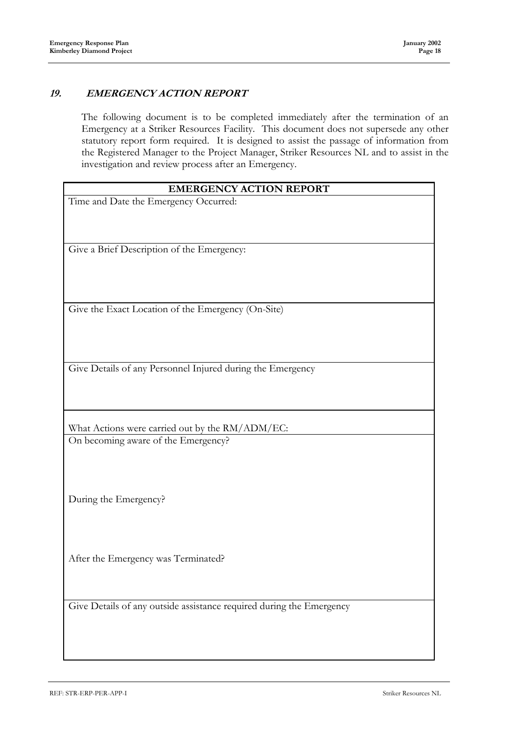## 19. EMERGENCY ACTION REPORT

The following document is to be completed immediately after the termination of an Emergency at a Striker Resources Facility. This document does not supersede any other statutory report form required. It is designed to assist the passage of information from the Registered Manager to the Project Manager, Striker Resources NL and to assist in the investigation and review process after an Emergency.

| EMERGENCY ACTION REPORT |
|---|
| Time and Date the Emergency Occurred: |
| Give a Brief Description of the Emergency: |
| Give the Exact Location of the Emergency (On-Site) |
| Give Details of any Personnel Injured during the Emergency |
| What Actions were carried out by the RM/ADM/EC: |
| On becoming aware of the Emergency?<br><br>During the Emergency?<br><br>After the Emergency was Terminated? |
| Give Details of any outside assistance required during the Emergency |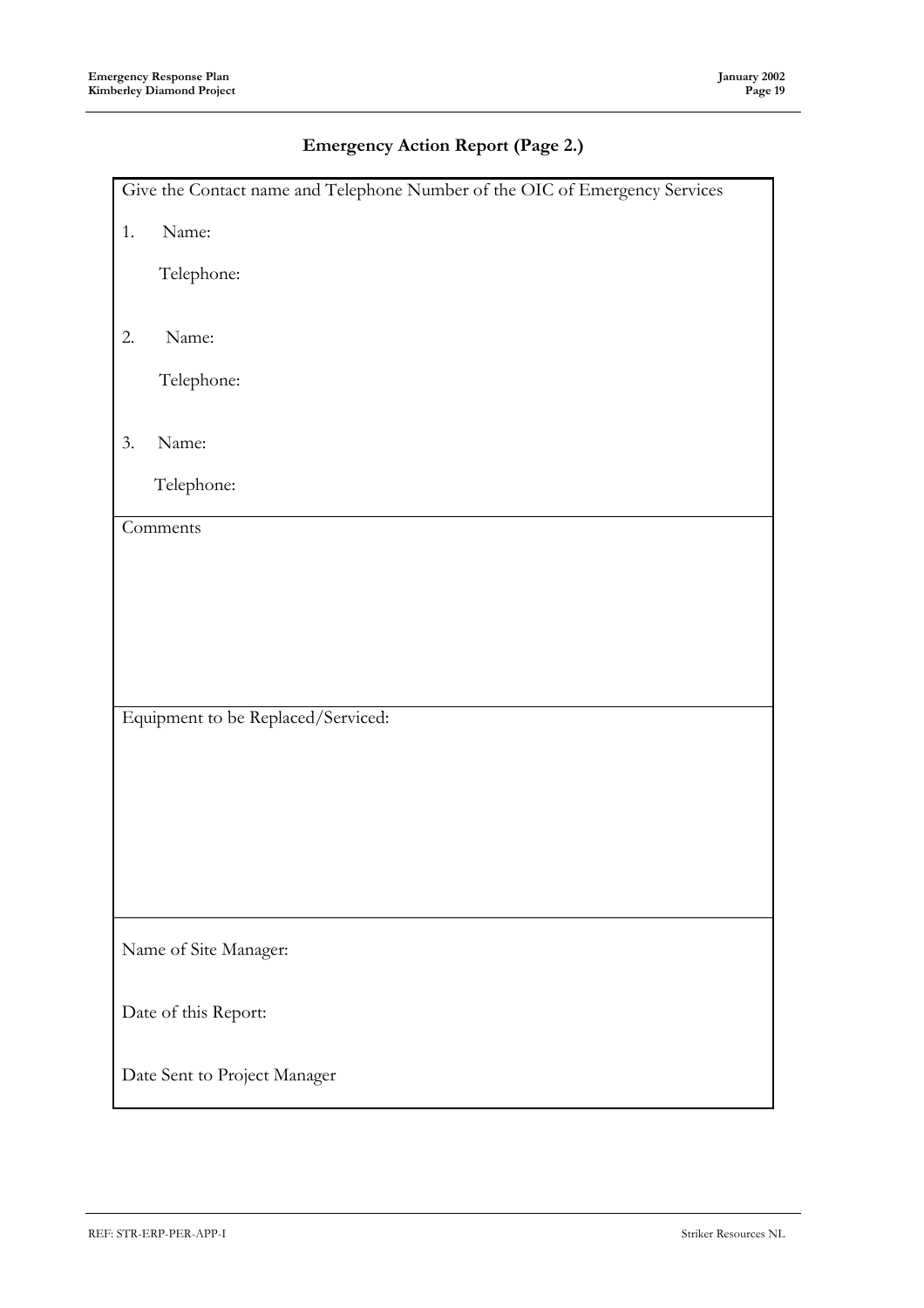## Emergency Action Report (Page 2.)

Give the Contact name and Telephone Number of the OIC of Emergency Services

1. Name:

   Telephone:

2. Name:

   Telephone:

3. Name:

   Telephone:

Comments

Equipment to be Replaced/Serviced:

Name of Site Manager:

Date of this Report:

Date Sent to Project Manager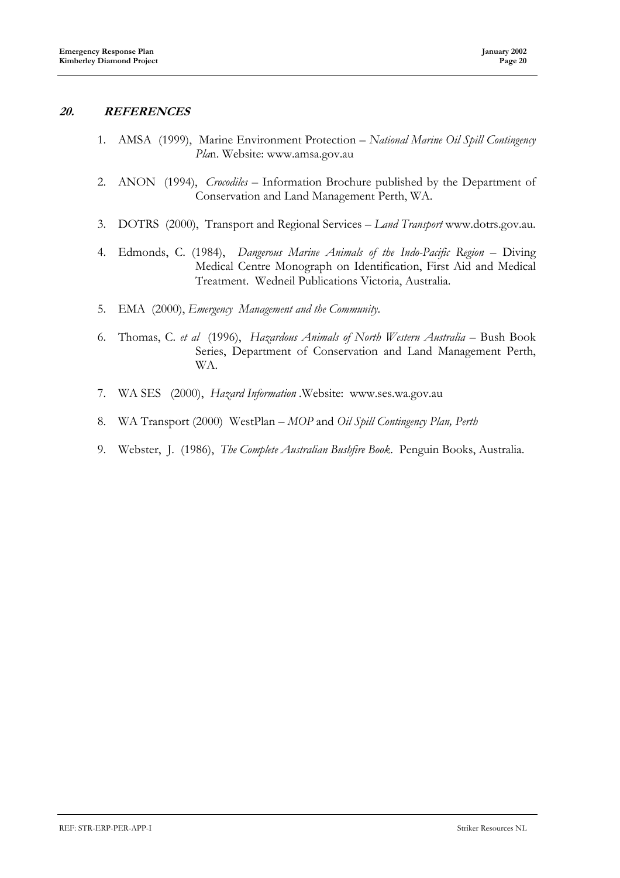## ***20. REFERENCES***

1. AMSA (1999), Marine Environment Protection – *National Marine Oil Spill Contingency Pla*n. Website: www.amsa.gov.au

2. ANON (1994), *Crocodiles* – Information Brochure published by the Department of Conservation and Land Management Perth, WA.

3. DOTRS (2000), Transport and Regional Services – *Land Transport* www.dotrs.gov.au.

4. Edmonds, C. (1984), *Dangerous Marine Animals of the Indo-Pacific Region* – Diving Medical Centre Monograph on Identification, First Aid and Medical Treatment. Wedneil Publications Victoria, Australia.

5. EMA (2000), *Emergency Management and the Community.*

6. Thomas, C. *et al* (1996), *Hazardous Animals of North Western Australia* – Bush Book Series, Department of Conservation and Land Management Perth, WA.

7. WA SES (2000), *Hazard Information* .Website: www.ses.wa.gov.au

8. WA Transport (2000) WestPlan – *MOP* and *Oil Spill Contingency Plan, Perth*

9. Webster, J. (1986), *The Complete Australian Bushfire Book*. Penguin Books, Australia.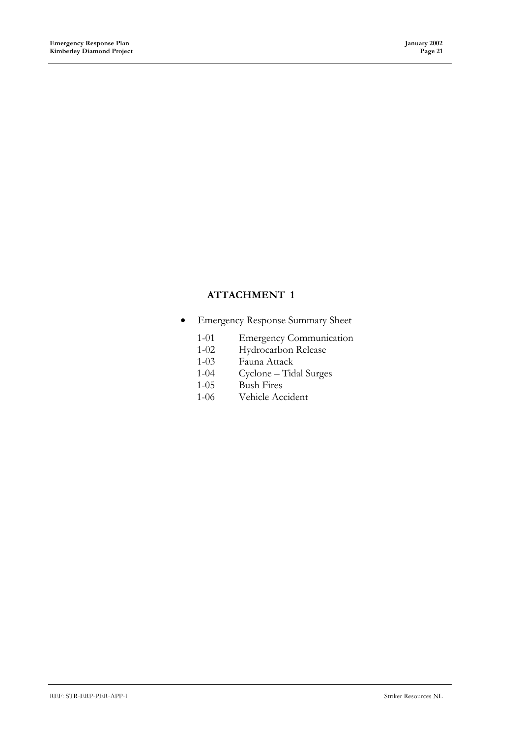# ATTACHMENT 1

- Emergency Response Summary Sheet
  - 1-01 Emergency Communication
  - 1-02 Hydrocarbon Release
  - 1-03 Fauna Attack
  - 1-04 Cyclone – Tidal Surges
  - 1-05 Bush Fires
  - 1-06 Vehicle Accident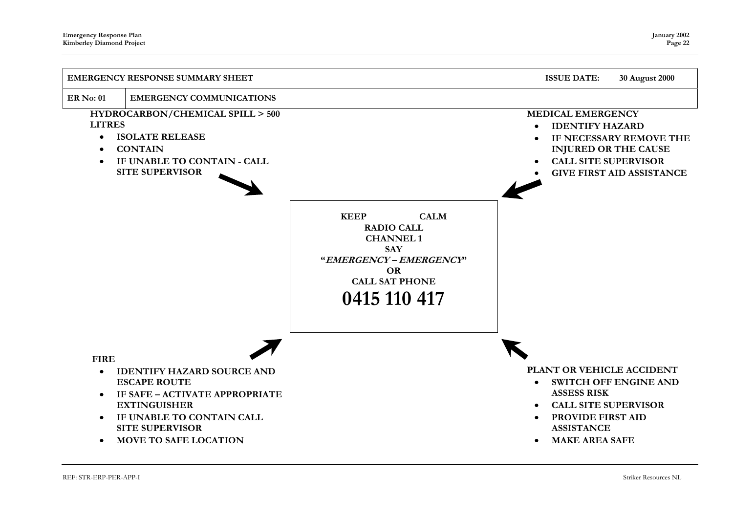| EMERGENCY RESPONSE SUMMARY SHEET | | ISSUE DATE: 30 August 2000 |
|---|---|---|
| ER No: 01 | EMERGENCY COMMUNICATIONS | |

**HYDROCARBON/CHEMICAL SPILL > 500 LITRES**

- **ISOLATE RELEASE**
- **CONTAIN**
- **IF UNABLE TO CONTAIN - CALL SITE SUPERVISOR**

**MEDICAL EMERGENCY**

- **IDENTIFY HAZARD**
- **IF NECESSARY REMOVE THE INJURED OR THE CAUSE**
- **CALL SITE SUPERVISOR**
- **GIVE FIRST AID ASSISTANCE**

**KEEP CALM**
**RADIO CALL**
**CHANNEL 1**
**SAY**
**"*EMERGENCY – EMERGENCY*"**
**OR**
**CALL SAT PHONE**

# 0415 110 417

**FIRE**

- **IDENTIFY HAZARD SOURCE AND ESCAPE ROUTE**
- **IF SAFE – ACTIVATE APPROPRIATE EXTINGUISHER**
- **IF UNABLE TO CONTAIN CALL SITE SUPERVISOR**
- **MOVE TO SAFE LOCATION**

**PLANT OR VEHICLE ACCIDENT**

- **SWITCH OFF ENGINE AND ASSESS RISK**
- **CALL SITE SUPERVISOR**
- **PROVIDE FIRST AID ASSISTANCE**
- **MAKE AREA SAFE**

REF: STR-ERP-PER-APP-I

Striker Resources NL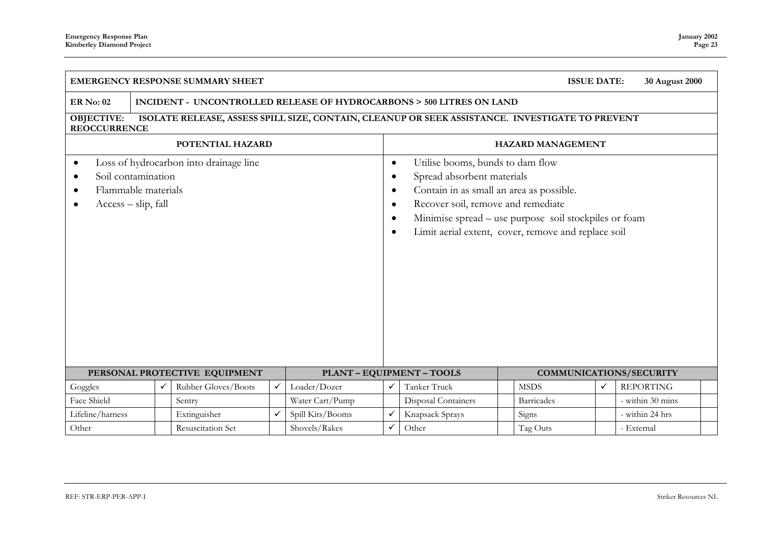**EMERGENCY RESPONSE SUMMARY SHEET** | **ISSUE DATE: 30 August 2000**

**ER No: 02** | **INCIDENT - UNCONTROLLED RELEASE OF HYDROCARBONS > 500 LITRES ON LAND**

**OBJECTIVE: ISOLATE RELEASE, ASSESS SPILL SIZE, CONTAIN, CLEANUP OR SEEK ASSISTANCE. INVESTIGATE TO PREVENT REOCCURRENCE**

| POTENTIAL HAZARD | HAZARD MANAGEMENT |
|---|---|
| • Loss of hydrocarbon into drainage line<br>• Soil contamination<br>• Flammable materials<br>• Access – slip, fall | • Utilise booms, bunds to dam flow<br>• Spread absorbent materials<br>• Contain in as small an area as possible.<br>• Recover soil, remove and remediate<br>• Minimise spread – use purpose soil stockpiles or foam<br>• Limit aerial extent, cover, remove and replace soil |

| PERSONAL PROTECTIVE EQUIPMENT | | | | PLANT – EQUIPMENT – TOOLS | | | | COMMUNICATIONS/SECURITY | | | |
|---|---|---|---|---|---|---|---|---|---|---|---|
| Goggles | ✓ | Rubber Gloves/Boots | ✓ | Loader/Dozer | ✓ | Tanker Truck | | MSDS | ✓ | REPORTING | |
| Face Shield | | Sentry | | Water Cart/Pump | | Disposal Containers | | Barricades | | - within 30 mins | |
| Lifeline/harness | | Extinguisher | ✓ | Spill Kits/Booms | ✓ | Knapsack Sprays | | Signs | | - within 24 hrs | |
| Other | | Resuscitation Set | | Shovels/Rakes | ✓ | Other | | Tag Outs | | - External | |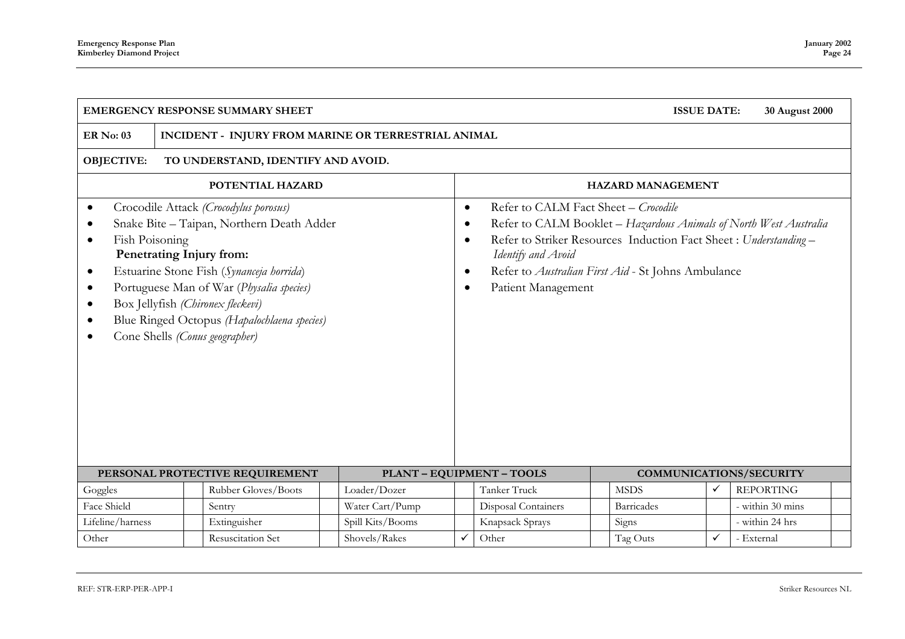**EMERGENCY RESPONSE SUMMARY SHEET** **ISSUE DATE: 30 August 2000**

**ER No: 03** **INCIDENT - INJURY FROM MARINE OR TERRESTRIAL ANIMAL**

**OBJECTIVE: TO UNDERSTAND, IDENTIFY AND AVOID.**

| POTENTIAL HAZARD | HAZARD MANAGEMENT |
|---|---|
| • Crocodile Attack *(Crocodylus porosus)*<br>• Snake Bite – Taipan, Northern Death Adder<br>• Fish Poisoning<br>**Penetrating Injury from:**<br>• Estuarine Stone Fish (*Synanceja horrida*)<br>• Portuguese Man of War (*Physalia species)*<br>• Box Jellyfish *(Chironex fleckevi)*<br>• Blue Ringed Octopus *(Hapalochlaena species)*<br>• Cone Shells *(Conus geographer)* | • Refer to CALM Fact Sheet – *Crocodile*<br>• Refer to CALM Booklet – *Hazardous Animals of North West Australia*<br>• Refer to Striker Resources Induction Fact Sheet : *Understanding – Identify and Avoid*<br>• Refer to *Australian First Aid* - St Johns Ambulance<br>• Patient Management |

| PERSONAL PROTECTIVE REQUIREMENT | | | | PLANT – EQUIPMENT – TOOLS | | | | COMMUNICATIONS/SECURITY | | | |
|---|---|---|---|---|---|---|---|---|---|---|---|
| Goggles | | Rubber Gloves/Boots | | Loader/Dozer | | Tanker Truck | | MSDS | ✓ | REPORTING | |
| Face Shield | | Sentry | | Water Cart/Pump | | Disposal Containers | | Barricades | | - within 30 mins | |
| Lifeline/harness | | Extinguisher | | Spill Kits/Booms | | Knapsack Sprays | | Signs | | - within 24 hrs | |
| Other | | Resuscitation Set | | Shovels/Rakes | ✓ | Other | | Tag Outs | ✓ | - External | |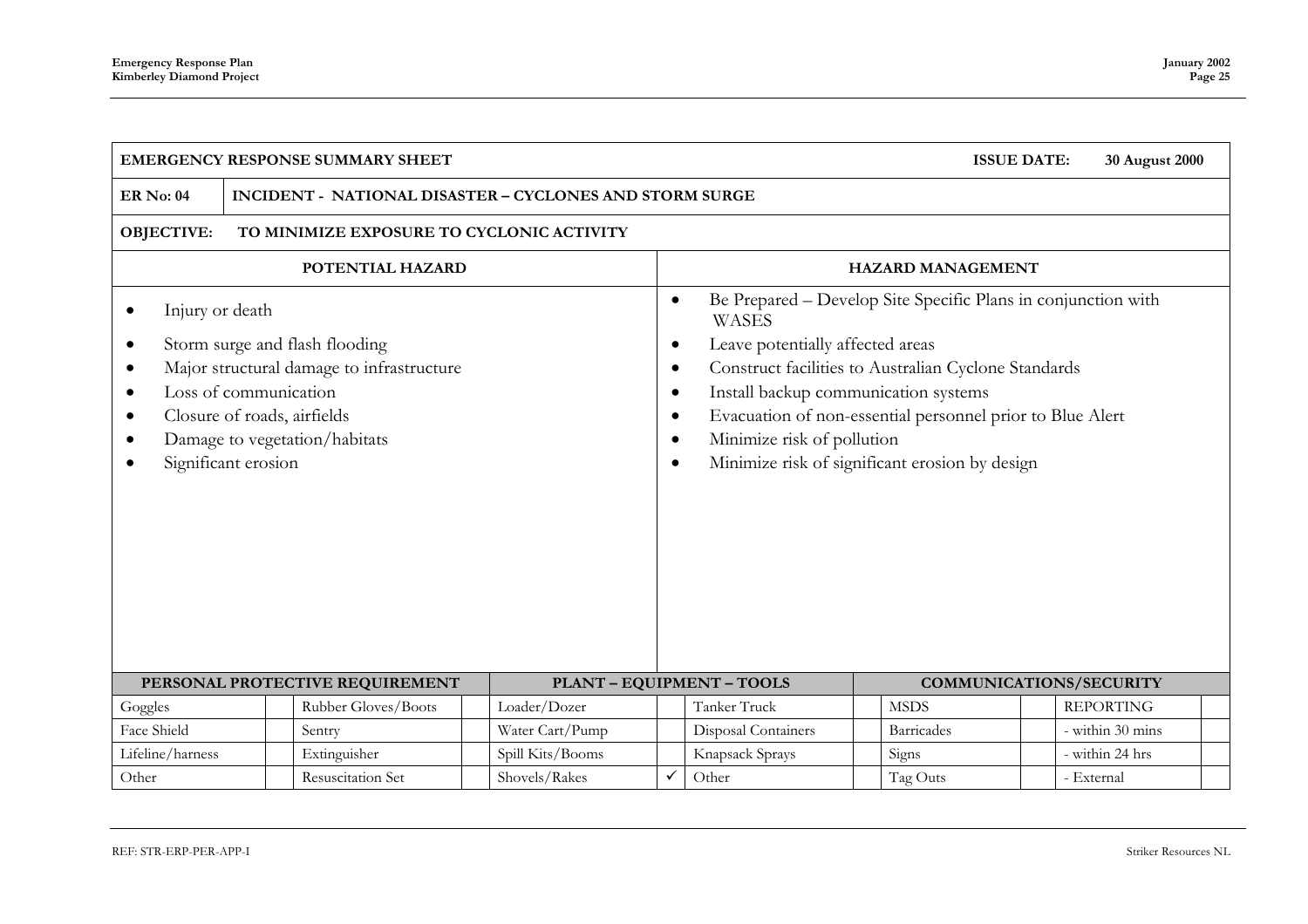**EMERGENCY RESPONSE SUMMARY SHEET** **ISSUE DATE: 30 August 2000**

**ER No: 04** **INCIDENT - NATIONAL DISASTER – CYCLONES AND STORM SURGE**

**OBJECTIVE: TO MINIMIZE EXPOSURE TO CYCLONIC ACTIVITY**

| POTENTIAL HAZARD | HAZARD MANAGEMENT |
|---|---|
| • Injury or death<br>• Storm surge and flash flooding<br>• Major structural damage to infrastructure<br>• Loss of communication<br>• Closure of roads, airfields<br>• Damage to vegetation/habitats<br>• Significant erosion | • Be Prepared – Develop Site Specific Plans in conjunction with WASES<br>• Leave potentially affected areas<br>• Construct facilities to Australian Cyclone Standards<br>• Install backup communication systems<br>• Evacuation of non-essential personnel prior to Blue Alert<br>• Minimize risk of pollution<br>• Minimize risk of significant erosion by design |

| PERSONAL PROTECTIVE REQUIREMENT | | | | PLANT – EQUIPMENT – TOOLS | | | | COMMUNICATIONS/SECURITY | | | |
|---|---|---|---|---|---|---|---|---|---|---|---|
| Goggles | | Rubber Gloves/Boots | | Loader/Dozer | | Tanker Truck | | MSDS | | REPORTING | |
| Face Shield | | Sentry | | Water Cart/Pump | | Disposal Containers | | Barricades | | - within 30 mins | |
| Lifeline/harness | | Extinguisher | | Spill Kits/Booms | | Knapsack Sprays | | Signs | | - within 24 hrs | |
| Other | | Resuscitation Set | | Shovels/Rakes | ✓ | Other | | Tag Outs | | - External | |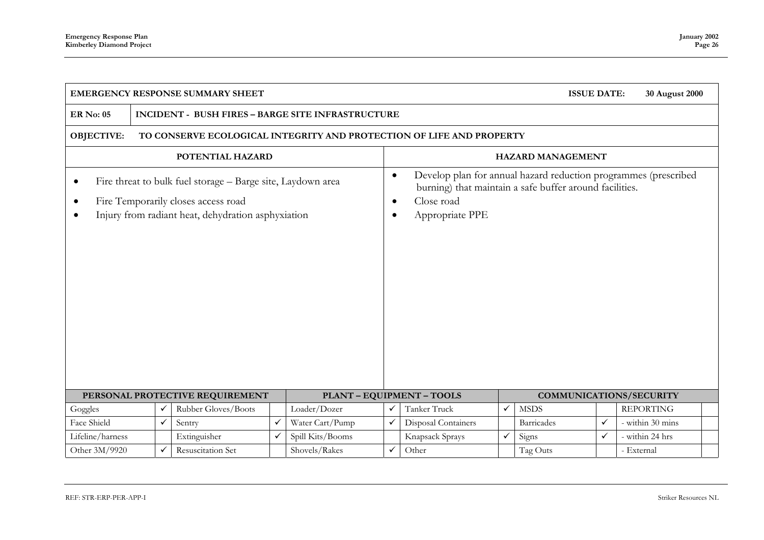**EMERGENCY RESPONSE SUMMARY SHEET** **ISSUE DATE: 30 August 2000**

**ER No: 05** **INCIDENT - BUSH FIRES – BARGE SITE INFRASTRUCTURE**

**OBJECTIVE: TO CONSERVE ECOLOGICAL INTEGRITY AND PROTECTION OF LIFE AND PROPERTY**

| POTENTIAL HAZARD | HAZARD MANAGEMENT |
|---|---|
| • Fire threat to bulk fuel storage – Barge site, Laydown area<br>• Fire Temporarily closes access road<br>• Injury from radiant heat, dehydration asphyxiation | • Develop plan for annual hazard reduction programmes (prescribed burning) that maintain a safe buffer around facilities.<br>• Close road<br>• Appropriate PPE |

| PERSONAL PROTECTIVE REQUIREMENT | | | | PLANT – EQUIPMENT – TOOLS | | | | COMMUNICATIONS/SECURITY | | | |
|---|---|---|---|---|---|---|---|---|---|---|---|
| Goggles | ✓ | Rubber Gloves/Boots | | Loader/Dozer | ✓ | Tanker Truck | ✓ | MSDS | | REPORTING | |
| Face Shield | ✓ | Sentry | ✓ | Water Cart/Pump | ✓ | Disposal Containers | | Barricades | ✓ | - within 30 mins | |
| Lifeline/harness | | Extinguisher | ✓ | Spill Kits/Booms | | Knapsack Sprays | ✓ | Signs | ✓ | - within 24 hrs | |
| Other 3M/9920 | ✓ | Resuscitation Set | | Shovels/Rakes | ✓ | Other | | Tag Outs | | - External | |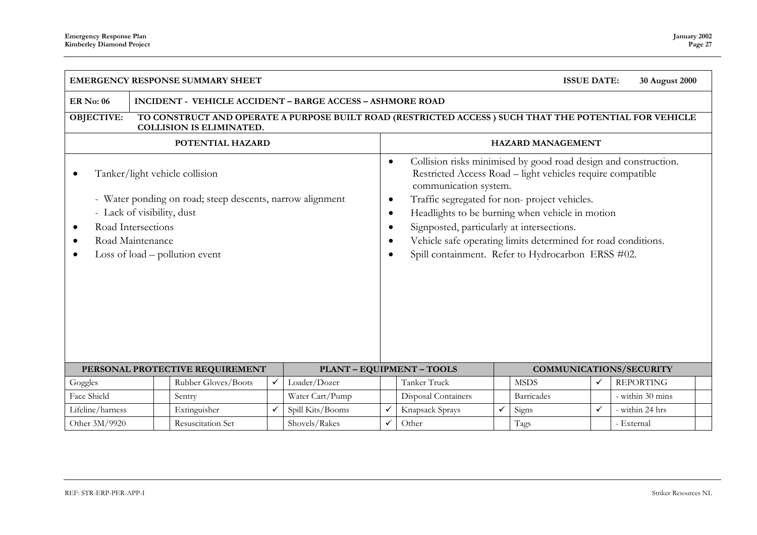**EMERGENCY RESPONSE SUMMARY SHEET** **ISSUE DATE: 30 August 2000**

**ER No: 06** **INCIDENT - VEHICLE ACCIDENT – BARGE ACCESS – ASHMORE ROAD**

**OBJECTIVE: TO CONSTRUCT AND OPERATE A PURPOSE BUILT ROAD (RESTRICTED ACCESS ) SUCH THAT THE POTENTIAL FOR VEHICLE COLLISION IS ELIMINATED.**

| POTENTIAL HAZARD | HAZARD MANAGEMENT |
|---|---|
| • Tanker/light vehicle collision<br>- Water ponding on road; steep descents, narrow alignment<br>- Lack of visibility, dust<br>• Road Intersections<br>• Road Maintenance<br>• Loss of load – pollution event | • Collision risks minimised by good road design and construction. Restricted Access Road – light vehicles require compatible communication system.<br>• Traffic segregated for non- project vehicles.<br>• Headlights to be burning when vehicle in motion<br>• Signposted, particularly at intersections.<br>• Vehicle safe operating limits determined for road conditions.<br>• Spill containment. Refer to Hydrocarbon ERSS #02. |

| PERSONAL PROTECTIVE REQUIREMENT | | | | PLANT – EQUIPMENT – TOOLS | | | | COMMUNICATIONS/SECURITY | | | |
|---|---|---|---|---|---|---|---|---|---|---|---|
| Goggles | | Rubber Gloves/Boots | ✓ | Loader/Dozer | | Tanker Truck | | MSDS | ✓ | REPORTING | |
| Face Shield | | Sentry | | Water Cart/Pump | | Disposal Containers | | Barricades | | - within 30 mins | |
| Lifeline/harness | | Extinguisher | ✓ | Spill Kits/Booms | ✓ | Knapsack Sprays | ✓ | Signs | ✓ | - within 24 hrs | |
| Other 3M/9920 | | Resuscitation Set | | Shovels/Rakes | ✓ | Other | | Tags | | - External | |